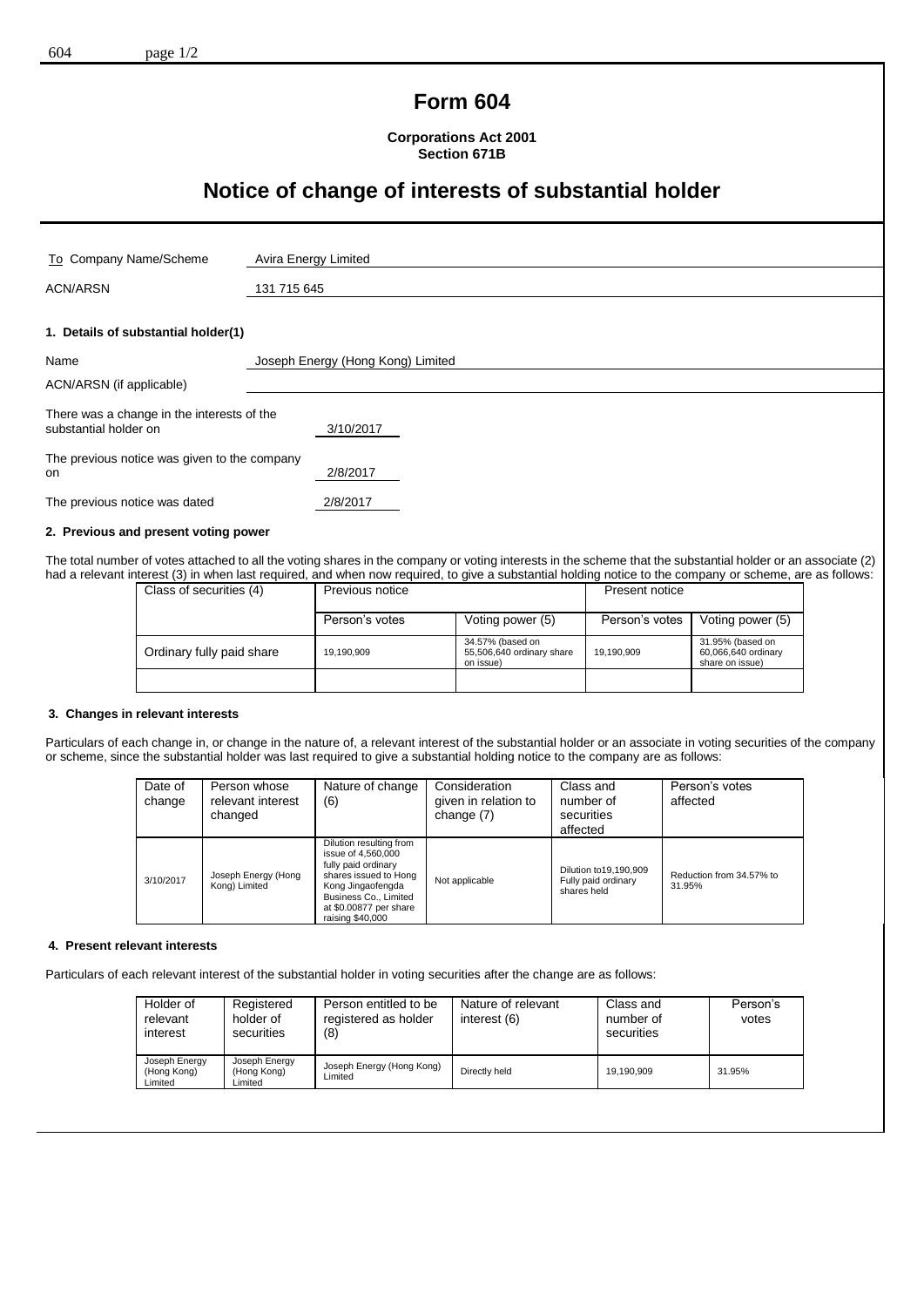# Form 604

**Corporations Act 2001**
**Section 671B**

## Notice of change of interests of substantial holder

| | |
|---|---|
| To Company Name/Scheme | Avira Energy Limited |
| ACN/ARSN | 131 715 645 |

### 1. Details of substantial holder(1)

| | |
|---|---|
| Name | Joseph Energy (Hong Kong) Limited |
| ACN/ARSN (if applicable) | |
| There was a change in the interests of the substantial holder on | 3/10/2017 |
| The previous notice was given to the company on | 2/8/2017 |
| The previous notice was dated | 2/8/2017 |

### 2. Previous and present voting power

The total number of votes attached to all the voting shares in the company or voting interests in the scheme that the substantial holder or an associate (2) had a relevant interest (3) in when last required, and when now required, to give a substantial holding notice to the company or scheme, are as follows:

| Class of securities (4) | Previous notice | | Present notice | |
|---|---|---|---|---|
| | Person's votes | Voting power (5) | Person's votes | Voting power (5) |
| Ordinary fully paid share | 19,190,909 | 34.57% (based on 55,506,640 ordinary share on issue) | 19,190,909 | 31.95% (based on 60,066,640 ordinary share on issue) |
| | | | | |

### 3. Changes in relevant interests

Particulars of each change in, or change in the nature of, a relevant interest of the substantial holder or an associate in voting securities of the company or scheme, since the substantial holder was last required to give a substantial holding notice to the company are as follows:

| Date of change | Person whose relevant interest changed | Nature of change (6) | Consideration given in relation to change (7) | Class and number of securities affected | Person's votes affected |
|---|---|---|---|---|---|
| 3/10/2017 | Joseph Energy (Hong Kong) Limited | Dilution resulting from issue of 4,560,000 fully paid ordinary shares issued to Hong Kong Jingaofengda Business Co., Limited at $0.00877 per share raising $40,000 | Not applicable | Dilution to19,190,909 Fully paid ordinary shares held | Reduction from 34.57% to 31.95% |

### 4. Present relevant interests

Particulars of each relevant interest of the substantial holder in voting securities after the change are as follows:

| Holder of relevant interest | Registered holder of securities | Person entitled to be registered as holder (8) | Nature of relevant interest (6) | Class and number of securities | Person's votes |
|---|---|---|---|---|---|
| Joseph Energy (Hong Kong) Limited | Joseph Energy (Hong Kong) Limited | Joseph Energy (Hong Kong) Limited | Directly held | 19,190,909 | 31.95% |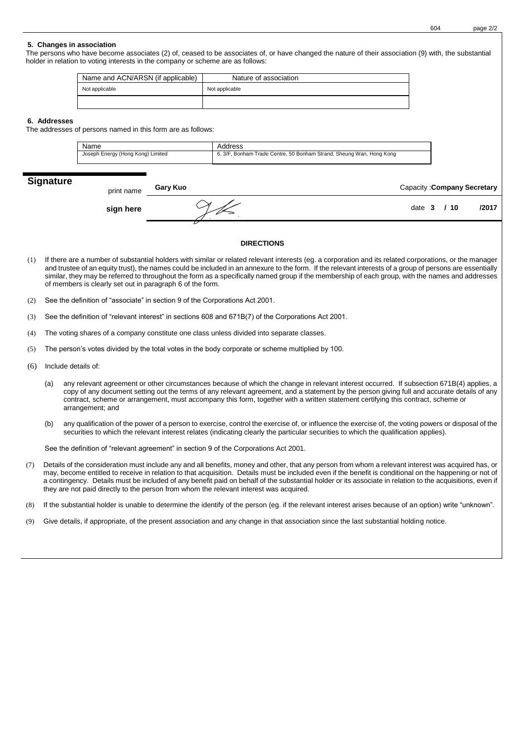## 5. Changes in association

The persons who have become associates (2) of, ceased to be associates of, or have changed the nature of their association (9) with, the substantial holder in relation to voting interests in the company or scheme are as follows:

| Name and ACN/ARSN (if applicable) | Nature of association |
|---|---|
| Not applicable | Not applicable |
| | |

## 6. Addresses

The addresses of persons named in this form are as follows:

| Name | Address |
|---|---|
| Joseph Energy (Hong Kong) Limited | 6, 3/F, Bonham Trade Centre, 50 Bonham Strand, Sheung Wan, Hong Kong |

## Signature

print name **Gary Kuo** Capacity :**Company Secretary**

**sign here** date **3 / 10 /2017**

### DIRECTIONS

(1) If there are a number of substantial holders with similar or related relevant interests (eg. a corporation and its related corporations, or the manager and trustee of an equity trust), the names could be included in an annexure to the form. If the relevant interests of a group of persons are essentially similar, they may be referred to throughout the form as a specifically named group if the membership of each group, with the names and addresses of members is clearly set out in paragraph 6 of the form.

(2) See the definition of "associate" in section 9 of the Corporations Act 2001.

(3) See the definition of "relevant interest" in sections 608 and 671B(7) of the Corporations Act 2001.

(4) The voting shares of a company constitute one class unless divided into separate classes.

(5) The person's votes divided by the total votes in the body corporate or scheme multiplied by 100.

(6) Include details of:

(a) any relevant agreement or other circumstances because of which the change in relevant interest occurred. If subsection 671B(4) applies, a copy of any document setting out the terms of any relevant agreement, and a statement by the person giving full and accurate details of any contract, scheme or arrangement, must accompany this form, together with a written statement certifying this contract, scheme or arrangement; and

(b) any qualification of the power of a person to exercise, control the exercise of, or influence the exercise of, the voting powers or disposal of the securities to which the relevant interest relates (indicating clearly the particular securities to which the qualification applies).

See the definition of "relevant agreement" in section 9 of the Corporations Act 2001.

(7) Details of the consideration must include any and all benefits, money and other, that any person from whom a relevant interest was acquired has, or may, become entitled to receive in relation to that acquisition. Details must be included even if the benefit is conditional on the happening or not of a contingency. Details must be included of any benefit paid on behalf of the substantial holder or its associate in relation to the acquisitions, even if they are not paid directly to the person from whom the relevant interest was acquired.

(8) If the substantial holder is unable to determine the identify of the person (eg. if the relevant interest arises because of an option) write "unknown".

(9) Give details, if appropriate, of the present association and any change in that association since the last substantial holding notice.